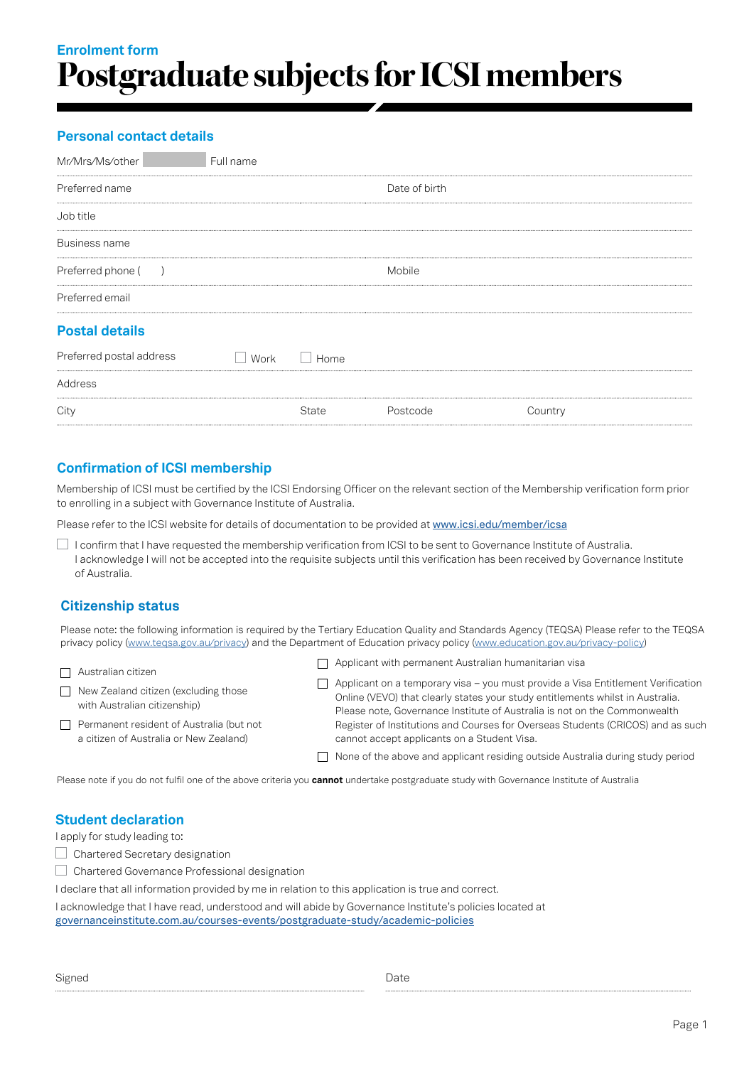Enrolment form

# Postgraduate subjects for ICSI members

## Personal contact details

Mr/Mrs/Ms/other ______ Full name

Preferred name | Date of birth

Job title

Business name

Preferred phone (     ) | Mobile

Preferred email

## Postal details

Preferred postal address ☐ Work ☐ Home

Address

City | State | Postcode | Country

## Confirmation of ICSI membership

Membership of ICSI must be certified by the ICSI Endorsing Officer on the relevant section of the Membership verification form prior to enrolling in a subject with Governance Institute of Australia.

Please refer to the ICSI website for details of documentation to be provided at www.icsi.edu/member/icsa

☐ I confirm that I have requested the membership verification from ICSI to be sent to Governance Institute of Australia. I acknowledge I will not be accepted into the requisite subjects until this verification has been received by Governance Institute of Australia.

## Citizenship status

Please note: the following information is required by the Tertiary Education Quality and Standards Agency (TEQSA) Please refer to the TEQSA privacy policy (www.teqsa.gov.au/privacy) and the Department of Education privacy policy (www.education.gov.au/privacy-policy)

- ☐ Australian citizen
- ☐ New Zealand citizen (excluding those with Australian citizenship)
- ☐ Permanent resident of Australia (but not a citizen of Australia or New Zealand)
- ☐ Applicant with permanent Australian humanitarian visa
- ☐ Applicant on a temporary visa – you must provide a Visa Entitlement Verification Online (VEVO) that clearly states your study entitlements whilst in Australia. Please note, Governance Institute of Australia is not on the Commonwealth Register of Institutions and Courses for Overseas Students (CRICOS) and as such cannot accept applicants on a Student Visa.
- ☐ None of the above and applicant residing outside Australia during study period

Please note if you do not fulfil one of the above criteria you **cannot** undertake postgraduate study with Governance Institute of Australia

## Student declaration

I apply for study leading to:

- ☐ Chartered Secretary designation
- ☐ Chartered Governance Professional designation

I declare that all information provided by me in relation to this application is true and correct.

I acknowledge that I have read, understood and will abide by Governance Institute's policies located at governanceinstitute.com.au/courses-events/postgraduate-study/academic-policies

Signed | Date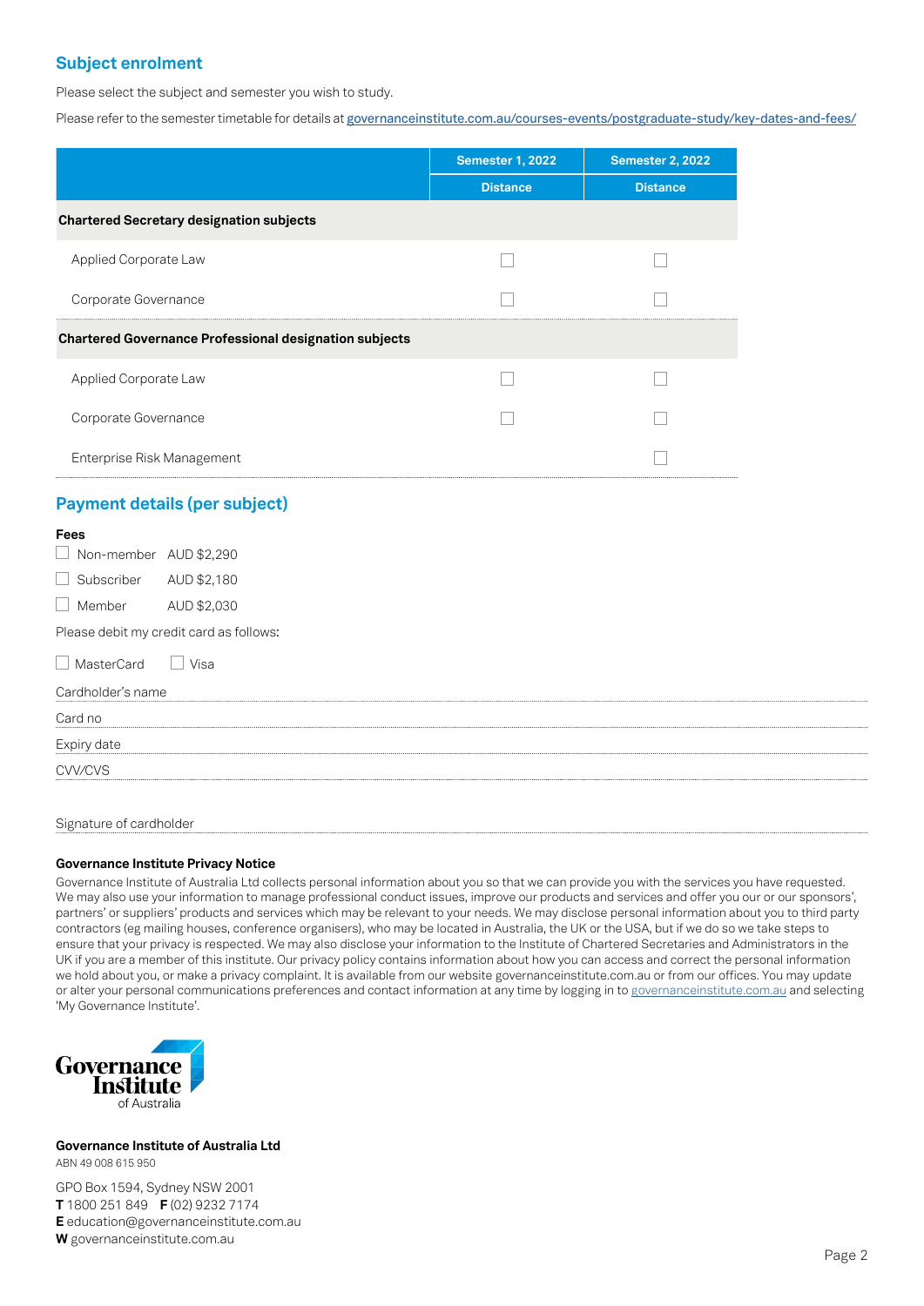## Subject enrolment

Please select the subject and semester you wish to study.

Please refer to the semester timetable for details at governanceinstitute.com.au/courses-events/postgraduate-study/key-dates-and-fees/

| | Semester 1, 2022 | Semester 2, 2022 |
|---|---|---|
| | Distance | Distance |
| **Chartered Secretary designation subjects** | | |
| Applied Corporate Law | ☐ | ☐ |
| Corporate Governance | ☐ | ☐ |
| **Chartered Governance Professional designation subjects** | | |
| Applied Corporate Law | ☐ | ☐ |
| Corporate Governance | ☐ | ☐ |
| Enterprise Risk Management | | ☐ |

## Payment details (per subject)

**Fees**

☐ Non-member AUD $2,290

☐ Subscriber AUD $2,180

☐ Member AUD $2,030

Please debit my credit card as follows:

☐ MasterCard ☐ Visa

Cardholder's name

Card no

Expiry date

CVV/CVS

Signature of cardholder

**Governance Institute Privacy Notice**

Governance Institute of Australia Ltd collects personal information about you so that we can provide you with the services you have requested. We may also use your information to manage professional conduct issues, improve our products and services and offer you our or our sponsors', partners' or suppliers' products and services which may be relevant to your needs. We may disclose personal information about you to third party contractors (eg mailing houses, conference organisers), who may be located in Australia, the UK or the USA, but if we do so we take steps to ensure that your privacy is respected. We may also disclose your information to the Institute of Chartered Secretaries and Administrators in the UK if you are a member of this institute. Our privacy policy contains information about how you can access and correct the personal information we hold about you, or make a privacy complaint. It is available from our website governanceinstitute.com.au or from our offices. You may update or alter your personal communications preferences and contact information at any time by logging in to governanceinstitute.com.au and selecting 'My Governance Institute'.

Governance Institute of Australia

**Governance Institute of Australia Ltd**
ABN 49 008 615 950

GPO Box 1594, Sydney NSW 2001
**T** 1800 251 849 **F** (02) 9232 7174
**E** education@governanceinstitute.com.au
**W** governanceinstitute.com.au